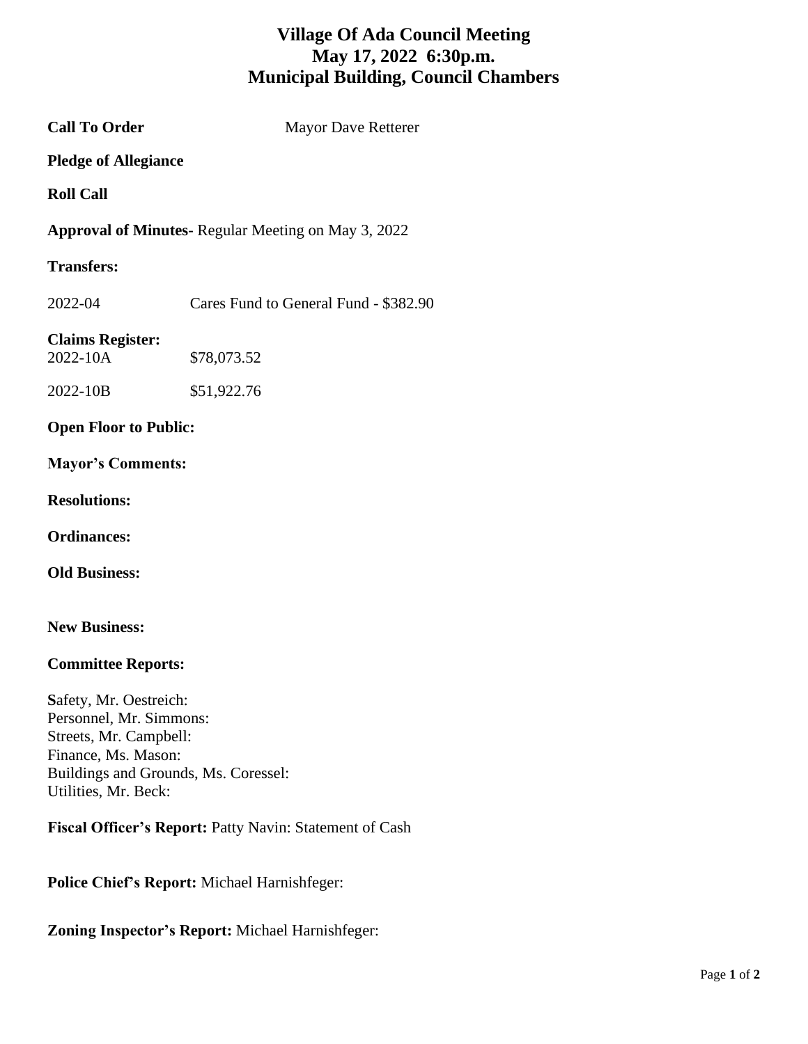# Village Of Ada Council Meeting
# May 17, 2022 6:30p.m.
# Municipal Building, Council Chambers

**Call To Order** Mayor Dave Retterer

**Pledge of Allegiance**

**Roll Call**

**Approval of Minutes-** Regular Meeting on May 3, 2022

**Transfers:**

2022-04 Cares Fund to General Fund - $382.90

**Claims Register:**

2022-10A $78,073.52

2022-10B $51,922.76

**Open Floor to Public:**

**Mayor's Comments:**

**Resolutions:**

**Ordinances:**

**Old Business:**

**New Business:**

**Committee Reports:**

**S**afety, Mr. Oestreich:
Personnel, Mr. Simmons:
Streets, Mr. Campbell:
Finance, Ms. Mason:
Buildings and Grounds, Ms. Coressel:
Utilities, Mr. Beck:

**Fiscal Officer's Report:** Patty Navin: Statement of Cash

**Police Chief's Report:** Michael Harnishfeger:

**Zoning Inspector's Report:** Michael Harnishfeger: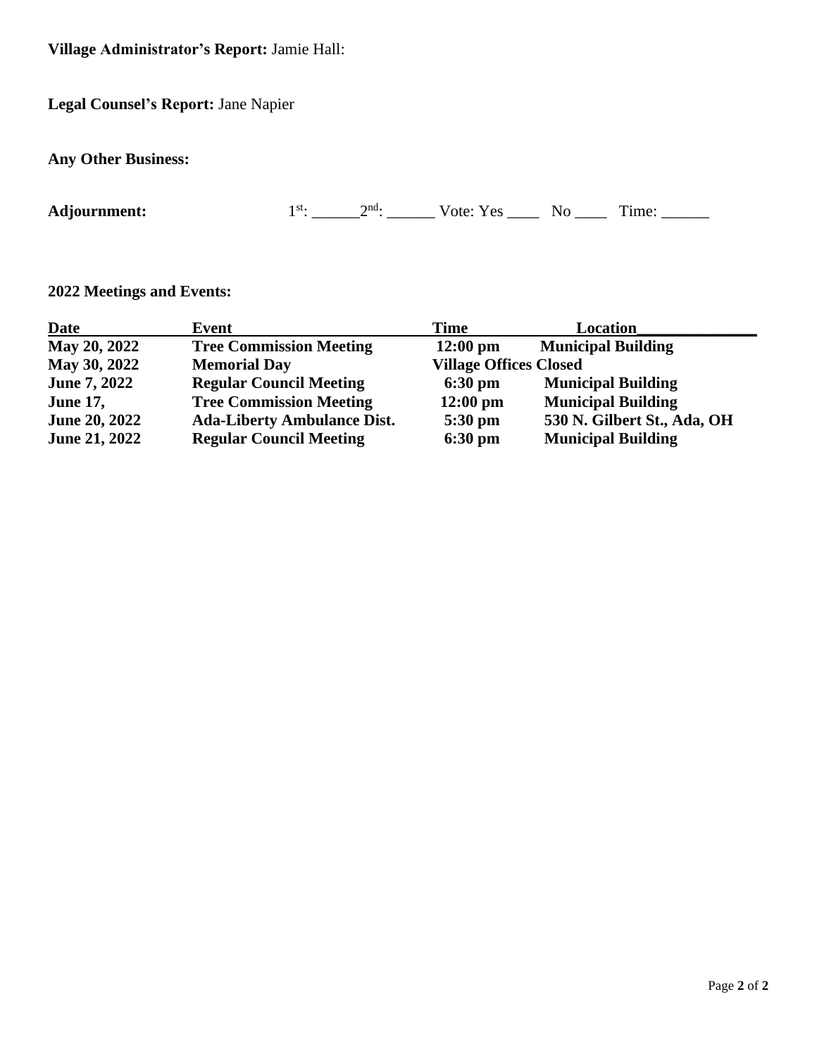**Village Administrator's Report:** Jamie Hall:

**Legal Counsel's Report:** Jane Napier

**Any Other Business:**

**Adjournment:** 1st: ______ 2nd: ______ Vote: Yes ____ No ____ Time: ______

**2022 Meetings and Events:**

| Date | Event | Time | Location |
|---|---|---|---|
| **May 20, 2022** | **Tree Commission Meeting** | **12:00 pm** | **Municipal Building** |
| **May 30, 2022** | **Memorial Day** | **Village Offices Closed** | |
| **June 7, 2022** | **Regular Council Meeting** | **6:30 pm** | **Municipal Building** |
| **June 17,** | **Tree Commission Meeting** | **12:00 pm** | **Municipal Building** |
| **June 20, 2022** | **Ada-Liberty Ambulance Dist.** | **5:30 pm** | **530 N. Gilbert St., Ada, OH** |
| **June 21, 2022** | **Regular Council Meeting** | **6:30 pm** | **Municipal Building** |